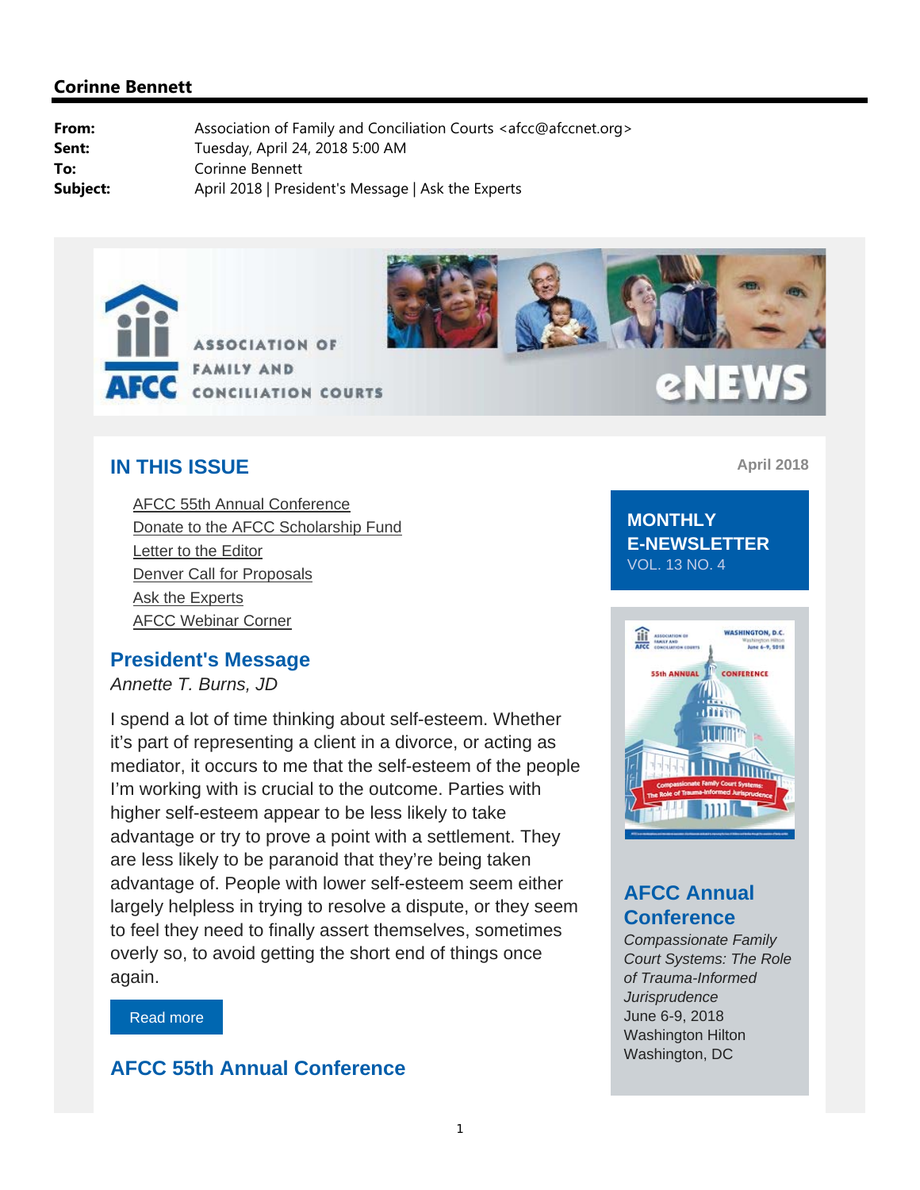**Corinne Bennett**

**From:** Association of Family and Conciliation Courts <afcc@afccnet.org>
**Sent:** Tuesday, April 24, 2018 5:00 AM
**To:** Corinne Bennett
**Subject:** April 2018 | President's Message | Ask the Experts

ASSOCIATION OF FAMILY AND CONCILIATION COURTS

eNEWS

## IN THIS ISSUE

April 2018

- AFCC 55th Annual Conference
- Donate to the AFCC Scholarship Fund
- Letter to the Editor
- Denver Call for Proposals
- Ask the Experts
- AFCC Webinar Corner

**MONTHLY E-NEWSLETTER**
VOL. 13 NO. 4

## President's Message

*Annette T. Burns, JD*

I spend a lot of time thinking about self-esteem. Whether it's part of representing a client in a divorce, or acting as mediator, it occurs to me that the self-esteem of the people I'm working with is crucial to the outcome. Parties with higher self-esteem appear to be less likely to take advantage or try to prove a point with a settlement. They are less likely to be paranoid that they're being taken advantage of. People with lower self-esteem seem either largely helpless in trying to resolve a dispute, or they seem to feel they need to finally assert themselves, sometimes overly so, to avoid getting the short end of things once again.

Read more

## AFCC Annual Conference

*Compassionate Family Court Systems: The Role of Trauma-Informed Jurisprudence*
June 6-9, 2018
Washington Hilton
Washington, DC

## AFCC 55th Annual Conference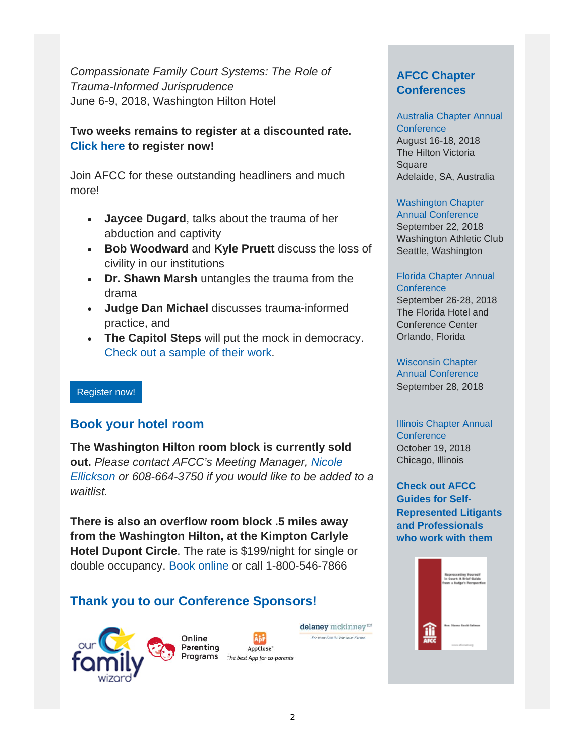*Compassionate Family Court Systems: The Role of Trauma-Informed Jurisprudence*
June 6-9, 2018, Washington Hilton Hotel

**Two weeks remains to register at a discounted rate. Click here to register now!**

Join AFCC for these outstanding headliners and much more!

- **Jaycee Dugard**, talks about the trauma of her abduction and captivity
- **Bob Woodward** and **Kyle Pruett** discuss the loss of civility in our institutions
- **Dr. Shawn Marsh** untangles the trauma from the drama
- **Judge Dan Michael** discusses trauma-informed practice, and
- **The Capitol Steps** will put the mock in democracy. Check out a sample of their work.

Register now!

## Book your hotel room

**The Washington Hilton room block is currently sold out.** *Please contact AFCC's Meeting Manager, Nicole Ellickson or 608-664-3750 if you would like to be added to a waitlist.*

**There is also an overflow room block .5 miles away from the Washington Hilton, at the Kimpton Carlyle Hotel Dupont Circle**. The rate is $199/night for single or double occupancy. Book online or call 1-800-546-7866

## Thank you to our Conference Sponsors!

our family wizard

Online Parenting Programs

AppClose
*The best App for co-parents*

delaney mckinney LLP
*For your Family. For our Future*

## AFCC Chapter Conferences

Australia Chapter Annual Conference
August 16-18, 2018
The Hilton Victoria Square
Adelaide, SA, Australia

Washington Chapter Annual Conference
September 22, 2018
Washington Athletic Club
Seattle, Washington

Florida Chapter Annual Conference
September 26-28, 2018
The Florida Hotel and Conference Center
Orlando, Florida

Wisconsin Chapter Annual Conference
September 28, 2018

Illinois Chapter Annual Conference
October 19, 2018
Chicago, Illinois

**Check out AFCC Guides for Self-Represented Litigants and Professionals who work with them**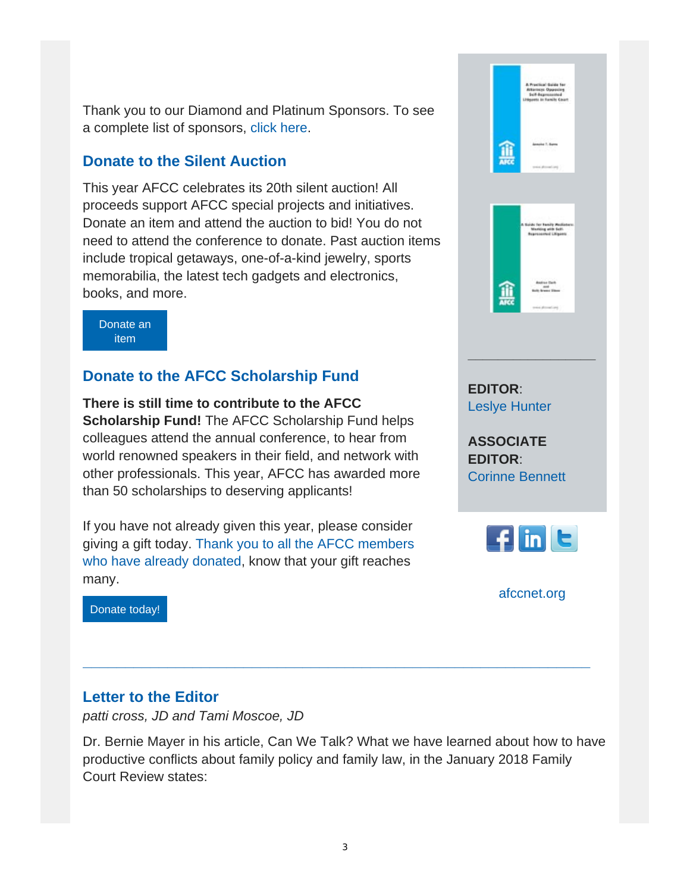Thank you to our Diamond and Platinum Sponsors. To see a complete list of sponsors, click here.

## Donate to the Silent Auction

This year AFCC celebrates its 20th silent auction! All proceeds support AFCC special projects and initiatives. Donate an item and attend the auction to bid! You do not need to attend the conference to donate. Past auction items include tropical getaways, one-of-a-kind jewelry, sports memorabilia, the latest tech gadgets and electronics, books, and more.

Donate an item

## Donate to the AFCC Scholarship Fund

**There is still time to contribute to the AFCC Scholarship Fund!** The AFCC Scholarship Fund helps colleagues attend the annual conference, to hear from world renowned speakers in their field, and network with other professionals. This year, AFCC has awarded more than 50 scholarships to deserving applicants!

If you have not already given this year, please consider giving a gift today. Thank you to all the AFCC members who have already donated, know that your gift reaches many.

Donate today!

**EDITOR**: Leslye Hunter

**ASSOCIATE EDITOR**: Corinne Bennett

afccnet.org

---

## Letter to the Editor

*patti cross, JD and Tami Moscoe, JD*

Dr. Bernie Mayer in his article, Can We Talk? What we have learned about how to have productive conflicts about family policy and family law, in the January 2018 Family Court Review states: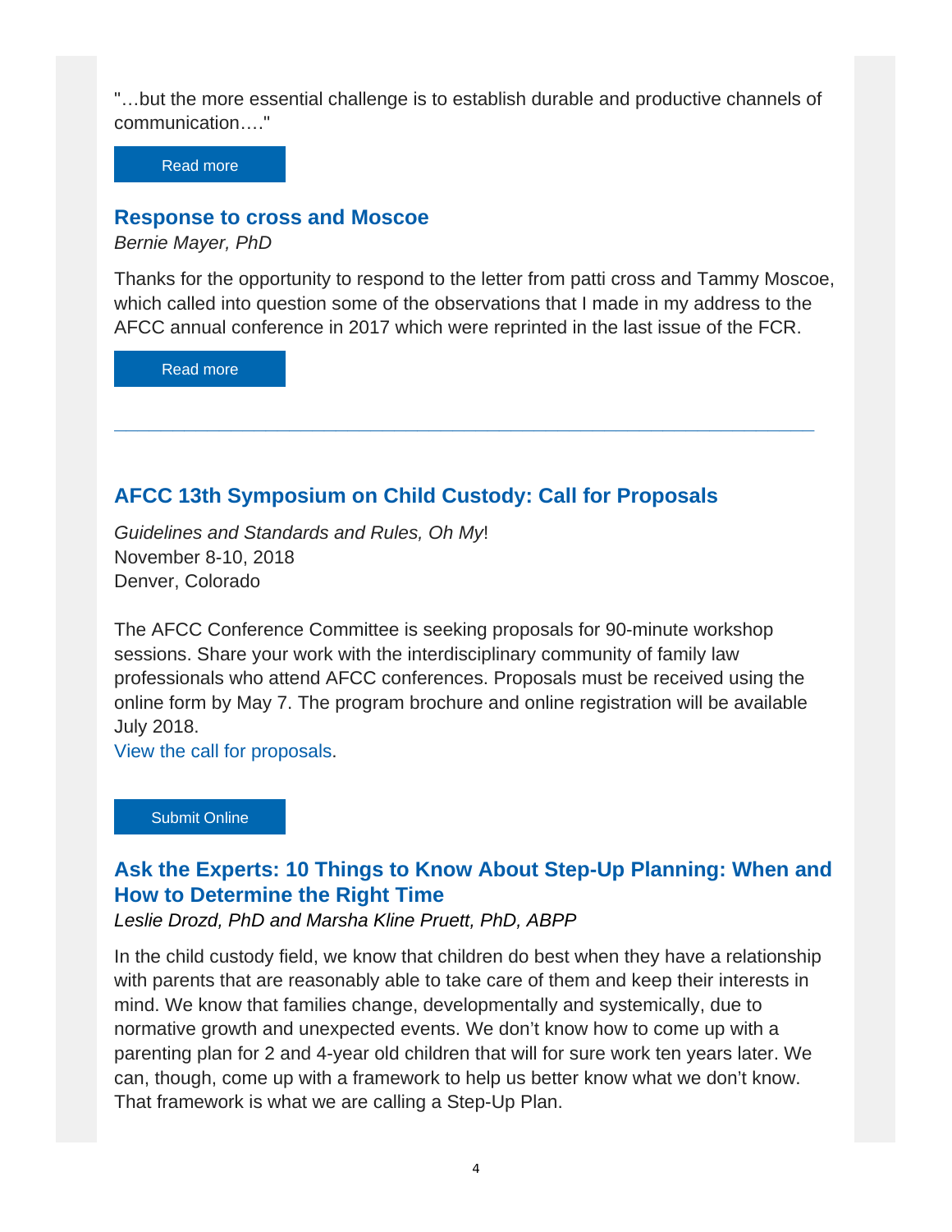"…but the more essential challenge is to establish durable and productive channels of communication…."

Read more

## Response to cross and Moscoe

*Bernie Mayer, PhD*

Thanks for the opportunity to respond to the letter from patti cross and Tammy Moscoe, which called into question some of the observations that I made in my address to the AFCC annual conference in 2017 which were reprinted in the last issue of the FCR.

Read more

---

## AFCC 13th Symposium on Child Custody: Call for Proposals

*Guidelines and Standards and Rules, Oh My*!
November 8-10, 2018
Denver, Colorado

The AFCC Conference Committee is seeking proposals for 90-minute workshop sessions. Share your work with the interdisciplinary community of family law professionals who attend AFCC conferences. Proposals must be received using the online form by May 7. The program brochure and online registration will be available July 2018.
View the call for proposals.

Submit Online

## Ask the Experts: 10 Things to Know About Step-Up Planning: When and How to Determine the Right Time

*Leslie Drozd, PhD and Marsha Kline Pruett, PhD, ABPP*

In the child custody field, we know that children do best when they have a relationship with parents that are reasonably able to take care of them and keep their interests in mind. We know that families change, developmentally and systemically, due to normative growth and unexpected events. We don't know how to come up with a parenting plan for 2 and 4-year old children that will for sure work ten years later. We can, though, come up with a framework to help us better know what we don't know. That framework is what we are calling a Step-Up Plan.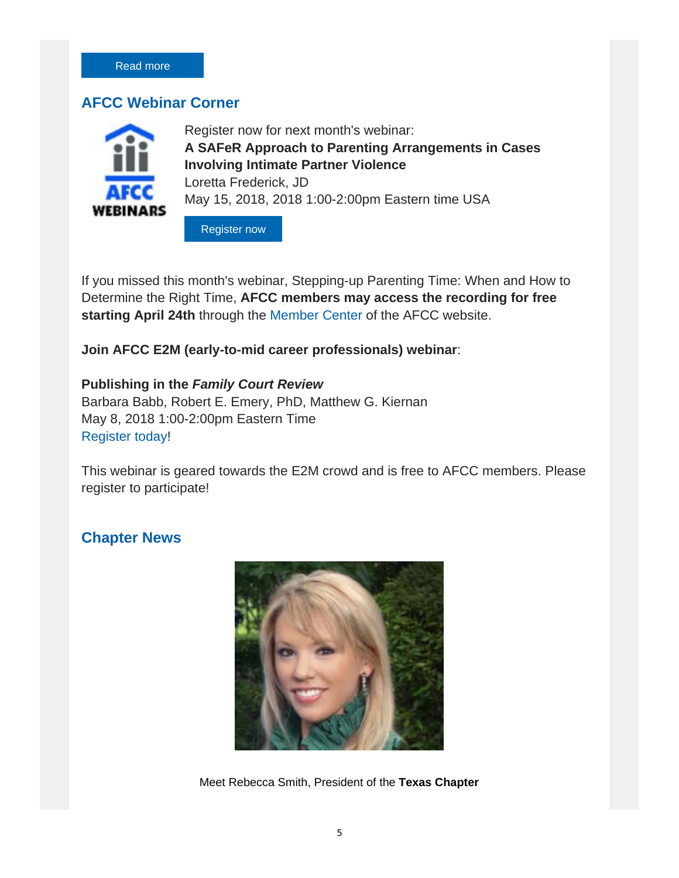Read more

## AFCC Webinar Corner

Register now for next month's webinar:
**A SAFeR Approach to Parenting Arrangements in Cases Involving Intimate Partner Violence**
Loretta Frederick, JD
May 15, 2018, 2018 1:00-2:00pm Eastern time USA

Register now

If you missed this month's webinar, Stepping-up Parenting Time: When and How to Determine the Right Time, **AFCC members may access the recording for free starting April 24th** through the Member Center of the AFCC website.

**Join AFCC E2M (early-to-mid career professionals) webinar**:

**Publishing in the *Family Court Review***
Barbara Babb, Robert E. Emery, PhD, Matthew G. Kiernan
May 8, 2018 1:00-2:00pm Eastern Time
Register today!

This webinar is geared towards the E2M crowd and is free to AFCC members. Please register to participate!

## Chapter News

Meet Rebecca Smith, President of the **Texas Chapter**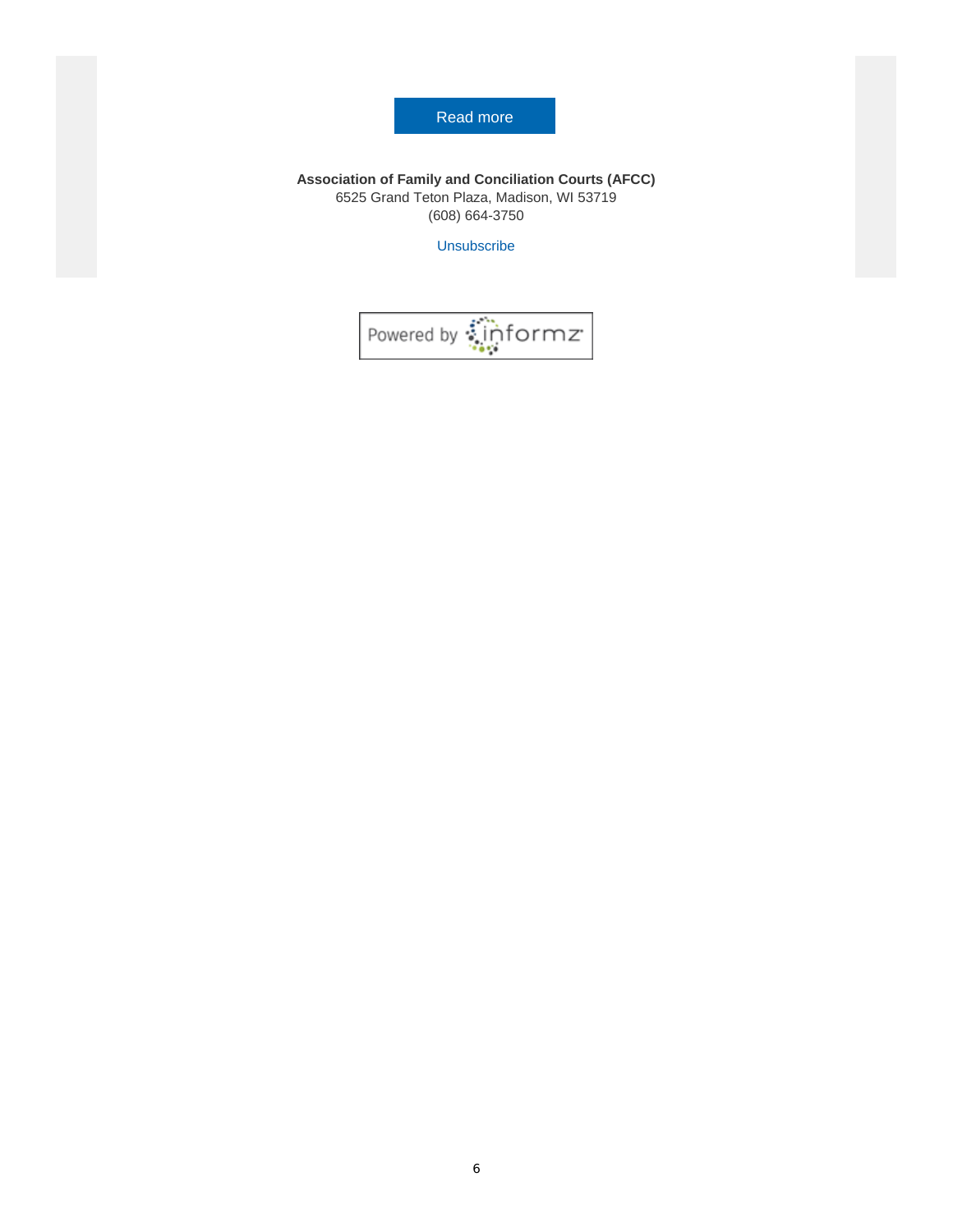Read more

**Association of Family and Conciliation Courts (AFCC)**
6525 Grand Teton Plaza, Madison, WI 53719
(608) 664-3750

Unsubscribe

Powered by informz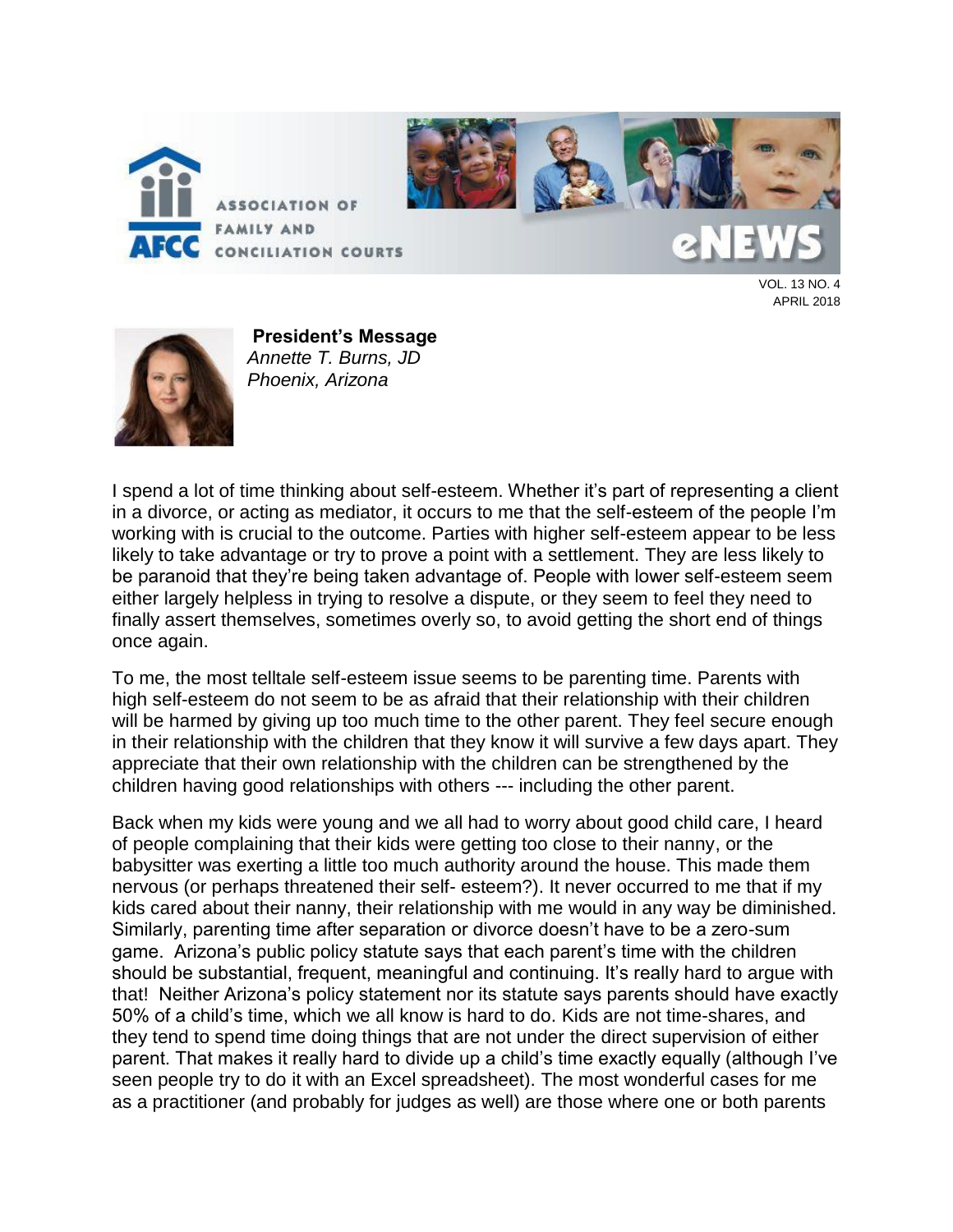ASSOCIATION OF FAMILY AND CONCILIATION COURTS

AFCC eNEWS

VOL. 13 NO. 4
APRIL 2018

**President's Message**
*Annette T. Burns, JD*
*Phoenix, Arizona*

I spend a lot of time thinking about self-esteem. Whether it's part of representing a client in a divorce, or acting as mediator, it occurs to me that the self-esteem of the people I'm working with is crucial to the outcome. Parties with higher self-esteem appear to be less likely to take advantage or try to prove a point with a settlement. They are less likely to be paranoid that they're being taken advantage of. People with lower self-esteem seem either largely helpless in trying to resolve a dispute, or they seem to feel they need to finally assert themselves, sometimes overly so, to avoid getting the short end of things once again.

To me, the most telltale self-esteem issue seems to be parenting time. Parents with high self-esteem do not seem to be as afraid that their relationship with their children will be harmed by giving up too much time to the other parent. They feel secure enough in their relationship with the children that they know it will survive a few days apart. They appreciate that their own relationship with the children can be strengthened by the children having good relationships with others --- including the other parent.

Back when my kids were young and we all had to worry about good child care, I heard of people complaining that their kids were getting too close to their nanny, or the babysitter was exerting a little too much authority around the house. This made them nervous (or perhaps threatened their self- esteem?). It never occurred to me that if my kids cared about their nanny, their relationship with me would in any way be diminished. Similarly, parenting time after separation or divorce doesn't have to be a zero-sum game. Arizona's public policy statute says that each parent's time with the children should be substantial, frequent, meaningful and continuing. It's really hard to argue with that! Neither Arizona's policy statement nor its statute says parents should have exactly 50% of a child's time, which we all know is hard to do. Kids are not time-shares, and they tend to spend time doing things that are not under the direct supervision of either parent. That makes it really hard to divide up a child's time exactly equally (although I've seen people try to do it with an Excel spreadsheet). The most wonderful cases for me as a practitioner (and probably for judges as well) are those where one or both parents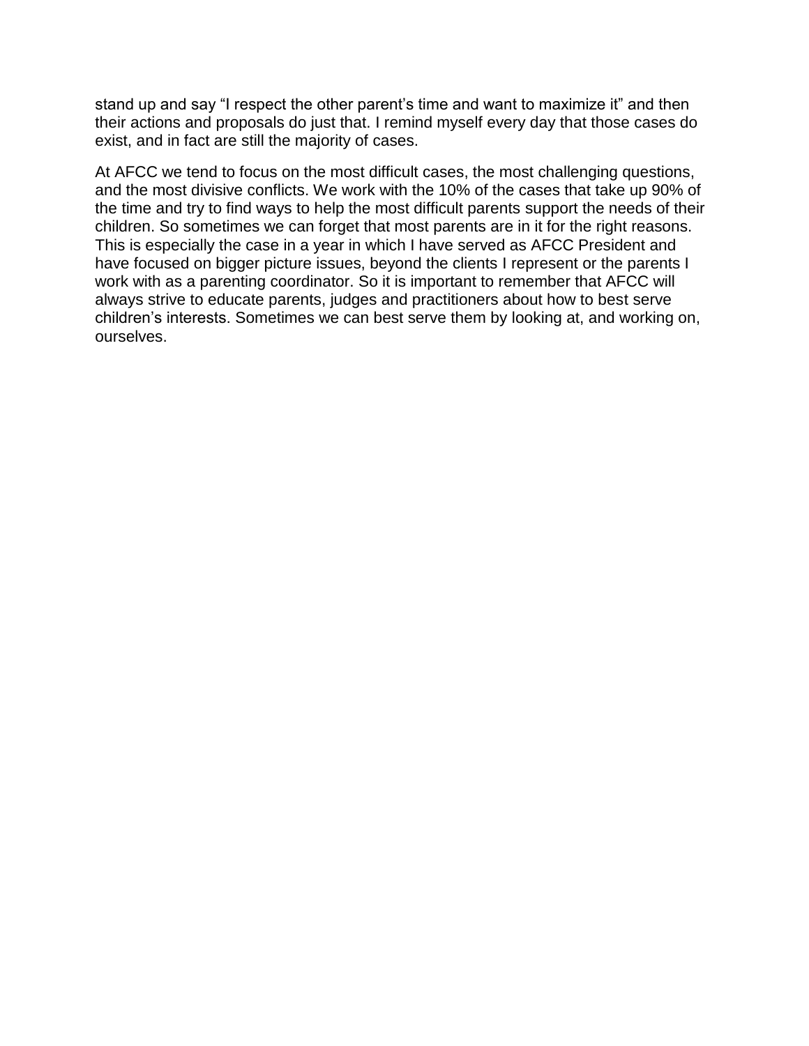stand up and say “I respect the other parent’s time and want to maximize it” and then their actions and proposals do just that. I remind myself every day that those cases do exist, and in fact are still the majority of cases.

At AFCC we tend to focus on the most difficult cases, the most challenging questions, and the most divisive conflicts. We work with the 10% of the cases that take up 90% of the time and try to find ways to help the most difficult parents support the needs of their children. So sometimes we can forget that most parents are in it for the right reasons. This is especially the case in a year in which I have served as AFCC President and have focused on bigger picture issues, beyond the clients I represent or the parents I work with as a parenting coordinator. So it is important to remember that AFCC will always strive to educate parents, judges and practitioners about how to best serve children’s interests. Sometimes we can best serve them by looking at, and working on, ourselves.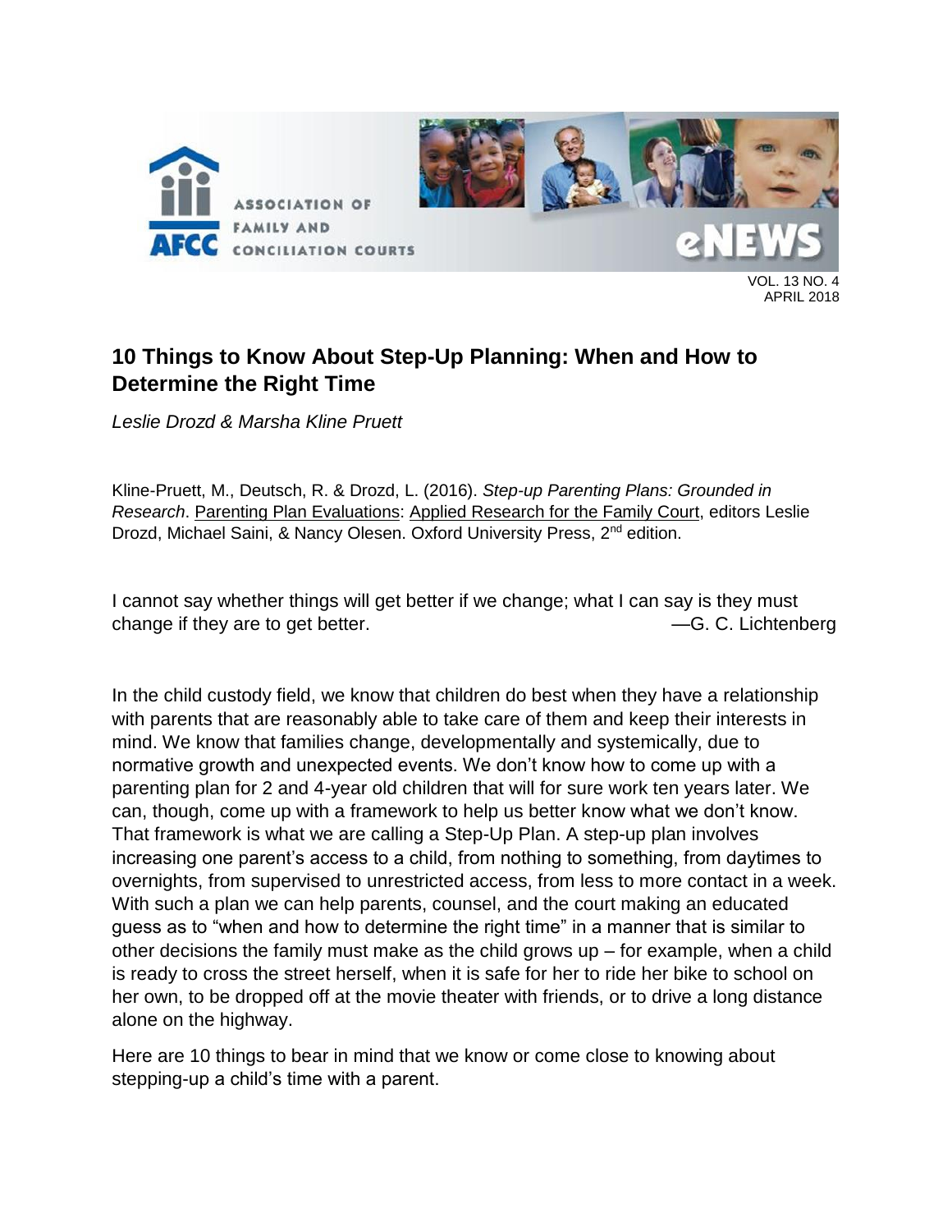VOL. 13 NO. 4
APRIL 2018

## 10 Things to Know About Step-Up Planning: When and How to Determine the Right Time

*Leslie Drozd & Marsha Kline Pruett*

Kline-Pruett, M., Deutsch, R. & Drozd, L. (2016). *Step-up Parenting Plans: Grounded in Research*. Parenting Plan Evaluations: Applied Research for the Family Court, editors Leslie Drozd, Michael Saini, & Nancy Olesen. Oxford University Press, 2nd edition.

I cannot say whether things will get better if we change; what I can say is they must change if they are to get better. —G. C. Lichtenberg

In the child custody field, we know that children do best when they have a relationship with parents that are reasonably able to take care of them and keep their interests in mind. We know that families change, developmentally and systemically, due to normative growth and unexpected events. We don't know how to come up with a parenting plan for 2 and 4-year old children that will for sure work ten years later. We can, though, come up with a framework to help us better know what we don't know. That framework is what we are calling a Step-Up Plan. A step-up plan involves increasing one parent's access to a child, from nothing to something, from daytimes to overnights, from supervised to unrestricted access, from less to more contact in a week. With such a plan we can help parents, counsel, and the court making an educated guess as to "when and how to determine the right time" in a manner that is similar to other decisions the family must make as the child grows up – for example, when a child is ready to cross the street herself, when it is safe for her to ride her bike to school on her own, to be dropped off at the movie theater with friends, or to drive a long distance alone on the highway.

Here are 10 things to bear in mind that we know or come close to knowing about stepping-up a child's time with a parent.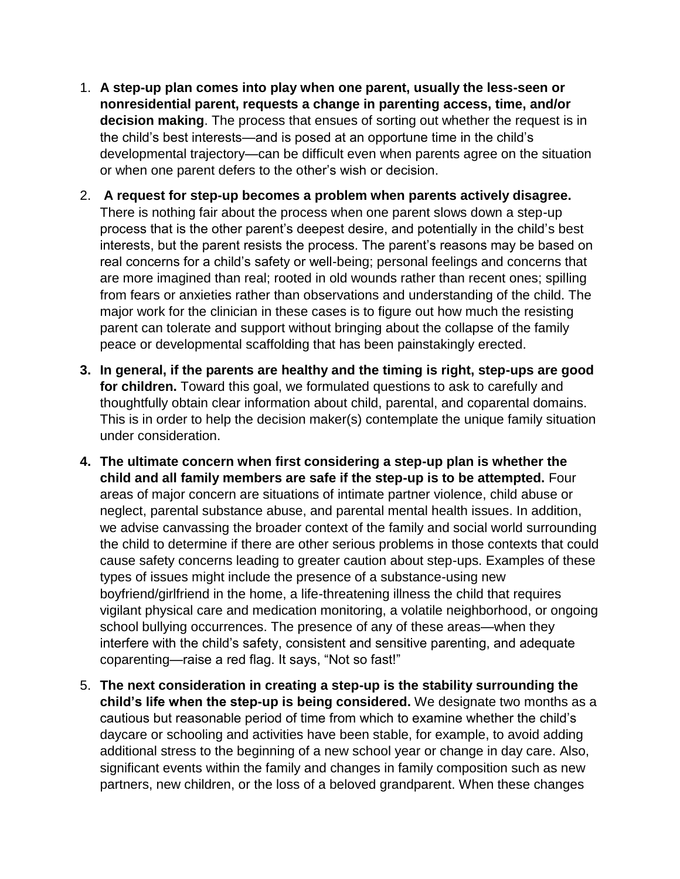1. **A step-up plan comes into play when one parent, usually the less-seen or nonresidential parent, requests a change in parenting access, time, and/or decision making**. The process that ensues of sorting out whether the request is in the child's best interests—and is posed at an opportune time in the child's developmental trajectory—can be difficult even when parents agree on the situation or when one parent defers to the other's wish or decision.

2. **A request for step-up becomes a problem when parents actively disagree.** There is nothing fair about the process when one parent slows down a step-up process that is the other parent's deepest desire, and potentially in the child's best interests, but the parent resists the process. The parent's reasons may be based on real concerns for a child's safety or well-being; personal feelings and concerns that are more imagined than real; rooted in old wounds rather than recent ones; spilling from fears or anxieties rather than observations and understanding of the child. The major work for the clinician in these cases is to figure out how much the resisting parent can tolerate and support without bringing about the collapse of the family peace or developmental scaffolding that has been painstakingly erected.

3. **In general, if the parents are healthy and the timing is right, step-ups are good for children.** Toward this goal, we formulated questions to ask to carefully and thoughtfully obtain clear information about child, parental, and coparental domains. This is in order to help the decision maker(s) contemplate the unique family situation under consideration.

4. **The ultimate concern when first considering a step-up plan is whether the child and all family members are safe if the step-up is to be attempted.** Four areas of major concern are situations of intimate partner violence, child abuse or neglect, parental substance abuse, and parental mental health issues. In addition, we advise canvassing the broader context of the family and social world surrounding the child to determine if there are other serious problems in those contexts that could cause safety concerns leading to greater caution about step-ups. Examples of these types of issues might include the presence of a substance-using new boyfriend/girlfriend in the home, a life-threatening illness the child that requires vigilant physical care and medication monitoring, a volatile neighborhood, or ongoing school bullying occurrences. The presence of any of these areas—when they interfere with the child's safety, consistent and sensitive parenting, and adequate coparenting—raise a red flag. It says, "Not so fast!"

5. **The next consideration in creating a step-up is the stability surrounding the child's life when the step-up is being considered.** We designate two months as a cautious but reasonable period of time from which to examine whether the child's daycare or schooling and activities have been stable, for example, to avoid adding additional stress to the beginning of a new school year or change in day care. Also, significant events within the family and changes in family composition such as new partners, new children, or the loss of a beloved grandparent. When these changes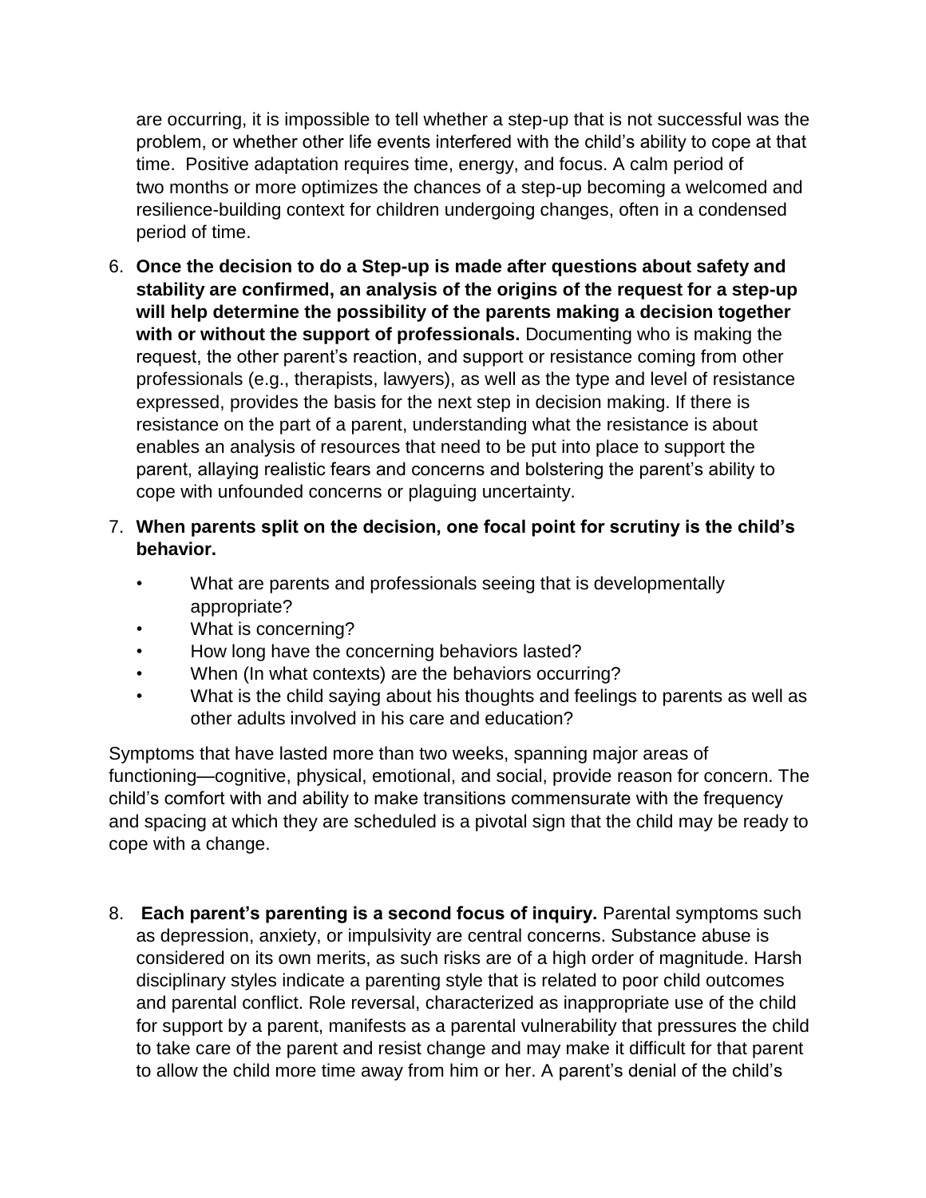are occurring, it is impossible to tell whether a step-up that is not successful was the problem, or whether other life events interfered with the child's ability to cope at that time. Positive adaptation requires time, energy, and focus. A calm period of two months or more optimizes the chances of a step-up becoming a welcomed and resilience-building context for children undergoing changes, often in a condensed period of time.

6. **Once the decision to do a Step-up is made after questions about safety and stability are confirmed, an analysis of the origins of the request for a step-up will help determine the possibility of the parents making a decision together with or without the support of professionals.** Documenting who is making the request, the other parent's reaction, and support or resistance coming from other professionals (e.g., therapists, lawyers), as well as the type and level of resistance expressed, provides the basis for the next step in decision making. If there is resistance on the part of a parent, understanding what the resistance is about enables an analysis of resources that need to be put into place to support the parent, allaying realistic fears and concerns and bolstering the parent's ability to cope with unfounded concerns or plaguing uncertainty.

7. **When parents split on the decision, one focal point for scrutiny is the child's behavior.**
   - What are parents and professionals seeing that is developmentally appropriate?
   - What is concerning?
   - How long have the concerning behaviors lasted?
   - When (In what contexts) are the behaviors occurring?
   - What is the child saying about his thoughts and feelings to parents as well as other adults involved in his care and education?

Symptoms that have lasted more than two weeks, spanning major areas of functioning—cognitive, physical, emotional, and social, provide reason for concern. The child's comfort with and ability to make transitions commensurate with the frequency and spacing at which they are scheduled is a pivotal sign that the child may be ready to cope with a change.

8. **Each parent's parenting is a second focus of inquiry.** Parental symptoms such as depression, anxiety, or impulsivity are central concerns. Substance abuse is considered on its own merits, as such risks are of a high order of magnitude. Harsh disciplinary styles indicate a parenting style that is related to poor child outcomes and parental conflict. Role reversal, characterized as inappropriate use of the child for support by a parent, manifests as a parental vulnerability that pressures the child to take care of the parent and resist change and may make it difficult for that parent to allow the child more time away from him or her. A parent's denial of the child's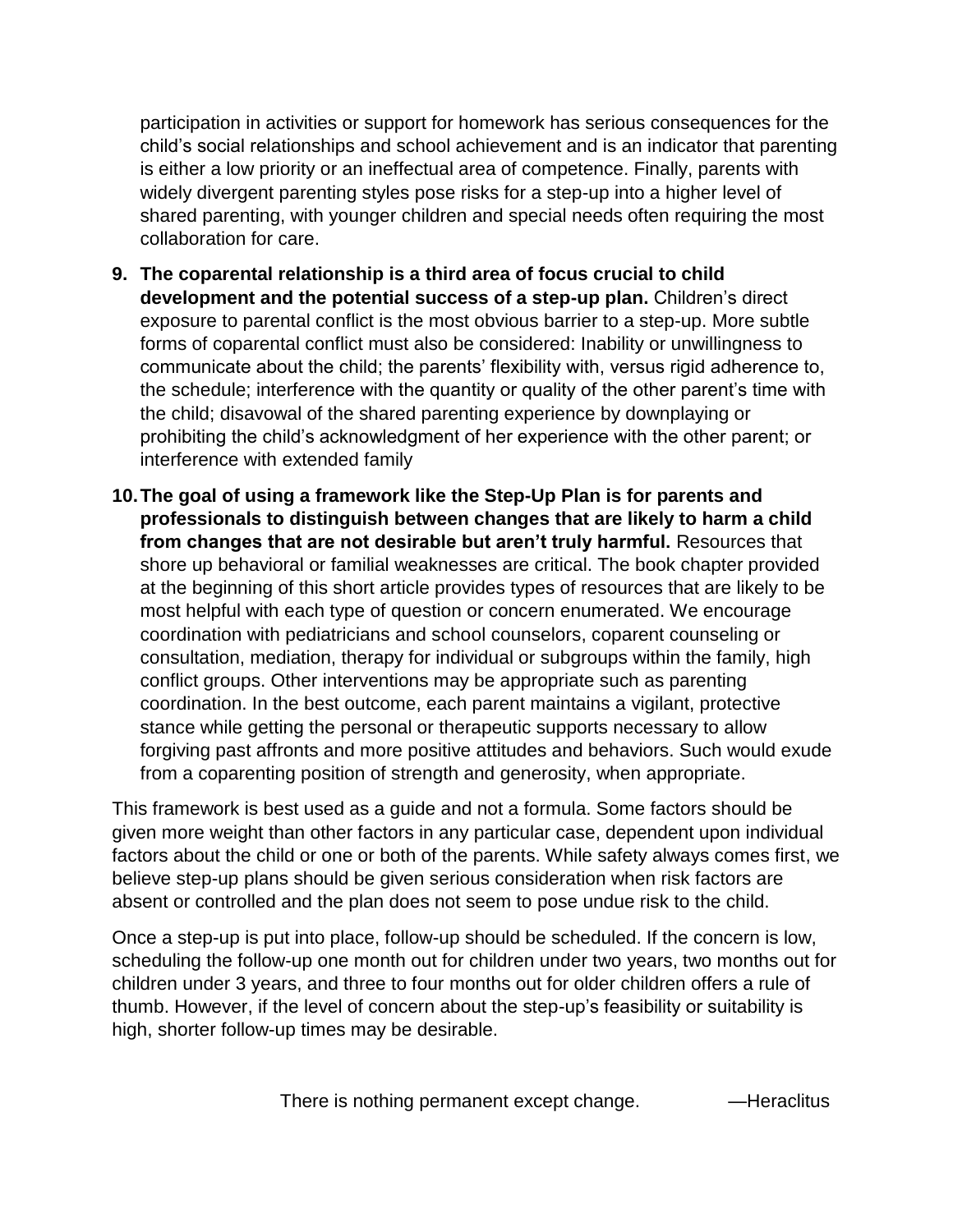participation in activities or support for homework has serious consequences for the child's social relationships and school achievement and is an indicator that parenting is either a low priority or an ineffectual area of competence. Finally, parents with widely divergent parenting styles pose risks for a step-up into a higher level of shared parenting, with younger children and special needs often requiring the most collaboration for care.

9. **The coparental relationship is a third area of focus crucial to child development and the potential success of a step-up plan.** Children's direct exposure to parental conflict is the most obvious barrier to a step-up. More subtle forms of coparental conflict must also be considered: Inability or unwillingness to communicate about the child; the parents' flexibility with, versus rigid adherence to, the schedule; interference with the quantity or quality of the other parent's time with the child; disavowal of the shared parenting experience by downplaying or prohibiting the child's acknowledgment of her experience with the other parent; or interference with extended family

10. **The goal of using a framework like the Step-Up Plan is for parents and professionals to distinguish between changes that are likely to harm a child from changes that are not desirable but aren't truly harmful.** Resources that shore up behavioral or familial weaknesses are critical. The book chapter provided at the beginning of this short article provides types of resources that are likely to be most helpful with each type of question or concern enumerated. We encourage coordination with pediatricians and school counselors, coparent counseling or consultation, mediation, therapy for individual or subgroups within the family, high conflict groups. Other interventions may be appropriate such as parenting coordination. In the best outcome, each parent maintains a vigilant, protective stance while getting the personal or therapeutic supports necessary to allow forgiving past affronts and more positive attitudes and behaviors. Such would exude from a coparenting position of strength and generosity, when appropriate.

This framework is best used as a guide and not a formula. Some factors should be given more weight than other factors in any particular case, dependent upon individual factors about the child or one or both of the parents. While safety always comes first, we believe step-up plans should be given serious consideration when risk factors are absent or controlled and the plan does not seem to pose undue risk to the child.

Once a step-up is put into place, follow-up should be scheduled. If the concern is low, scheduling the follow-up one month out for children under two years, two months out for children under 3 years, and three to four months out for older children offers a rule of thumb. However, if the level of concern about the step-up's feasibility or suitability is high, shorter follow-up times may be desirable.

There is nothing permanent except change. —Heraclitus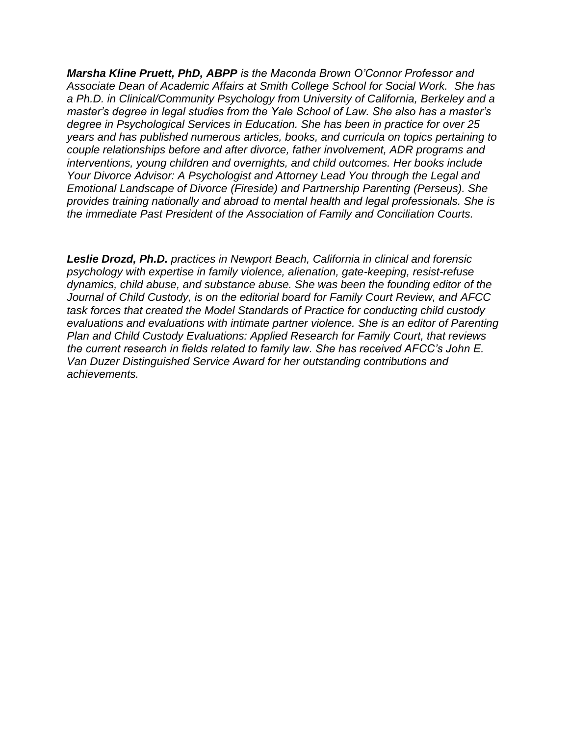***Marsha Kline Pruett, PhD, ABPP*** *is the Maconda Brown O'Connor Professor and Associate Dean of Academic Affairs at Smith College School for Social Work. She has a Ph.D. in Clinical/Community Psychology from University of California, Berkeley and a master's degree in legal studies from the Yale School of Law. She also has a master's degree in Psychological Services in Education. She has been in practice for over 25 years and has published numerous articles, books, and curricula on topics pertaining to couple relationships before and after divorce, father involvement, ADR programs and interventions, young children and overnights, and child outcomes. Her books include Your Divorce Advisor: A Psychologist and Attorney Lead You through the Legal and Emotional Landscape of Divorce (Fireside) and Partnership Parenting (Perseus). She provides training nationally and abroad to mental health and legal professionals. She is the immediate Past President of the Association of Family and Conciliation Courts.*

***Leslie Drozd, Ph.D.*** *practices in Newport Beach, California in clinical and forensic psychology with expertise in family violence, alienation, gate-keeping, resist-refuse dynamics, child abuse, and substance abuse. She was been the founding editor of the Journal of Child Custody, is on the editorial board for Family Court Review, and AFCC task forces that created the Model Standards of Practice for conducting child custody evaluations and evaluations with intimate partner violence. She is an editor of Parenting Plan and Child Custody Evaluations: Applied Research for Family Court, that reviews the current research in fields related to family law. She has received AFCC's John E. Van Duzer Distinguished Service Award for her outstanding contributions and achievements.*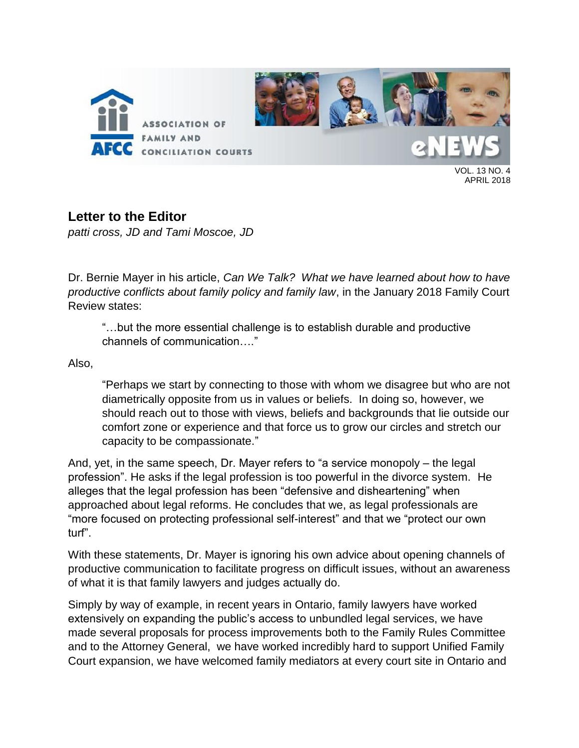## Letter to the Editor

*patti cross, JD and Tami Moscoe, JD*

Dr. Bernie Mayer in his article, *Can We Talk? What we have learned about how to have productive conflicts about family policy and family law*, in the January 2018 Family Court Review states:

> "…but the more essential challenge is to establish durable and productive channels of communication…."

Also,

> "Perhaps we start by connecting to those with whom we disagree but who are not diametrically opposite from us in values or beliefs. In doing so, however, we should reach out to those with views, beliefs and backgrounds that lie outside our comfort zone or experience and that force us to grow our circles and stretch our capacity to be compassionate."

And, yet, in the same speech, Dr. Mayer refers to "a service monopoly – the legal profession". He asks if the legal profession is too powerful in the divorce system. He alleges that the legal profession has been "defensive and disheartening" when approached about legal reforms. He concludes that we, as legal professionals are "more focused on protecting professional self-interest" and that we "protect our own turf".

With these statements, Dr. Mayer is ignoring his own advice about opening channels of productive communication to facilitate progress on difficult issues, without an awareness of what it is that family lawyers and judges actually do.

Simply by way of example, in recent years in Ontario, family lawyers have worked extensively on expanding the public's access to unbundled legal services, we have made several proposals for process improvements both to the Family Rules Committee and to the Attorney General, we have worked incredibly hard to support Unified Family Court expansion, we have welcomed family mediators at every court site in Ontario and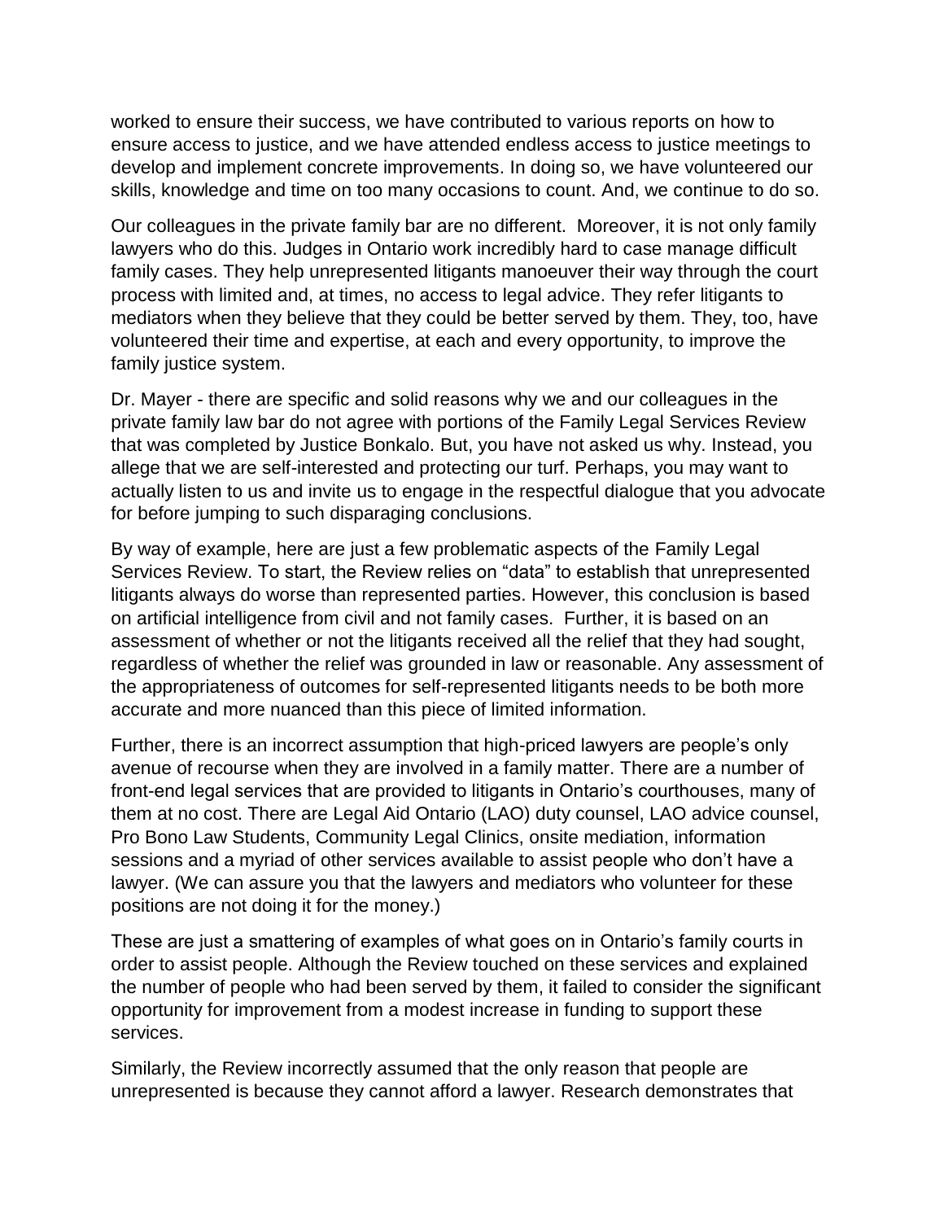worked to ensure their success, we have contributed to various reports on how to ensure access to justice, and we have attended endless access to justice meetings to develop and implement concrete improvements. In doing so, we have volunteered our skills, knowledge and time on too many occasions to count. And, we continue to do so.

Our colleagues in the private family bar are no different. Moreover, it is not only family lawyers who do this. Judges in Ontario work incredibly hard to case manage difficult family cases. They help unrepresented litigants manoeuver their way through the court process with limited and, at times, no access to legal advice. They refer litigants to mediators when they believe that they could be better served by them. They, too, have volunteered their time and expertise, at each and every opportunity, to improve the family justice system.

Dr. Mayer - there are specific and solid reasons why we and our colleagues in the private family law bar do not agree with portions of the Family Legal Services Review that was completed by Justice Bonkalo. But, you have not asked us why. Instead, you allege that we are self-interested and protecting our turf. Perhaps, you may want to actually listen to us and invite us to engage in the respectful dialogue that you advocate for before jumping to such disparaging conclusions.

By way of example, here are just a few problematic aspects of the Family Legal Services Review. To start, the Review relies on "data" to establish that unrepresented litigants always do worse than represented parties. However, this conclusion is based on artificial intelligence from civil and not family cases. Further, it is based on an assessment of whether or not the litigants received all the relief that they had sought, regardless of whether the relief was grounded in law or reasonable. Any assessment of the appropriateness of outcomes for self-represented litigants needs to be both more accurate and more nuanced than this piece of limited information.

Further, there is an incorrect assumption that high-priced lawyers are people's only avenue of recourse when they are involved in a family matter. There are a number of front-end legal services that are provided to litigants in Ontario's courthouses, many of them at no cost. There are Legal Aid Ontario (LAO) duty counsel, LAO advice counsel, Pro Bono Law Students, Community Legal Clinics, onsite mediation, information sessions and a myriad of other services available to assist people who don't have a lawyer. (We can assure you that the lawyers and mediators who volunteer for these positions are not doing it for the money.)

These are just a smattering of examples of what goes on in Ontario's family courts in order to assist people. Although the Review touched on these services and explained the number of people who had been served by them, it failed to consider the significant opportunity for improvement from a modest increase in funding to support these services.

Similarly, the Review incorrectly assumed that the only reason that people are unrepresented is because they cannot afford a lawyer. Research demonstrates that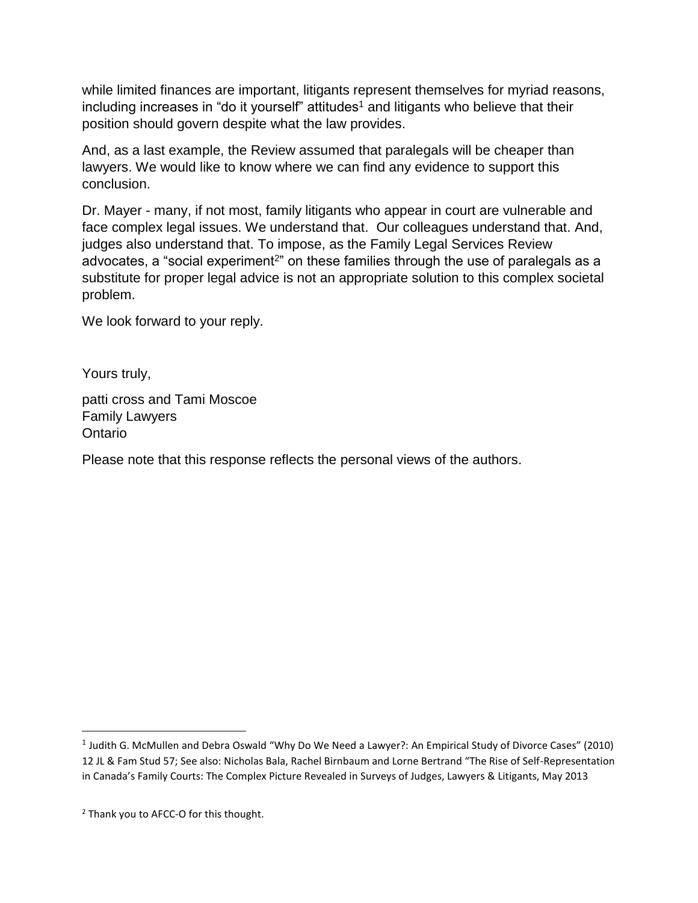while limited finances are important, litigants represent themselves for myriad reasons, including increases in "do it yourself" attitudes[1] and litigants who believe that their position should govern despite what the law provides.

And, as a last example, the Review assumed that paralegals will be cheaper than lawyers. We would like to know where we can find any evidence to support this conclusion.

Dr. Mayer - many, if not most, family litigants who appear in court are vulnerable and face complex legal issues. We understand that. Our colleagues understand that. And, judges also understand that. To impose, as the Family Legal Services Review advocates, a "social experiment[2]" on these families through the use of paralegals as a substitute for proper legal advice is not an appropriate solution to this complex societal problem.

We look forward to your reply.

Yours truly,

patti cross and Tami Moscoe
Family Lawyers
Ontario

Please note that this response reflects the personal views of the authors.

---

[1] Judith G. McMullen and Debra Oswald "Why Do We Need a Lawyer?: An Empirical Study of Divorce Cases" (2010) 12 JL & Fam Stud 57; See also: Nicholas Bala, Rachel Birnbaum and Lorne Bertrand "The Rise of Self-Representation in Canada's Family Courts: The Complex Picture Revealed in Surveys of Judges, Lawyers & Litigants, May 2013

[2] Thank you to AFCC-O for this thought.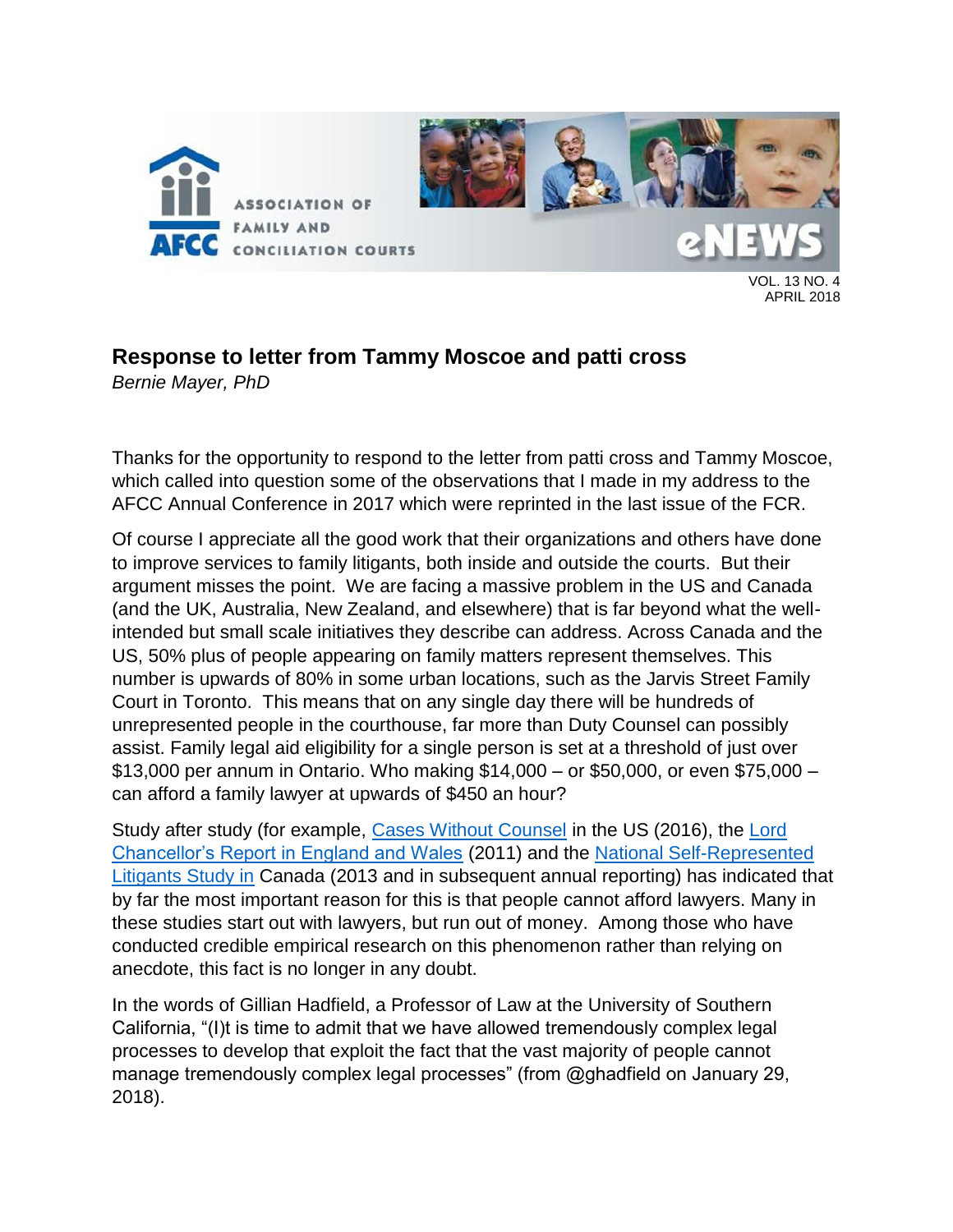## Response to letter from Tammy Moscoe and patti cross

*Bernie Mayer, PhD*

Thanks for the opportunity to respond to the letter from patti cross and Tammy Moscoe, which called into question some of the observations that I made in my address to the AFCC Annual Conference in 2017 which were reprinted in the last issue of the FCR.

Of course I appreciate all the good work that their organizations and others have done to improve services to family litigants, both inside and outside the courts. But their argument misses the point. We are facing a massive problem in the US and Canada (and the UK, Australia, New Zealand, and elsewhere) that is far beyond what the well-intended but small scale initiatives they describe can address. Across Canada and the US, 50% plus of people appearing on family matters represent themselves. This number is upwards of 80% in some urban locations, such as the Jarvis Street Family Court in Toronto. This means that on any single day there will be hundreds of unrepresented people in the courthouse, far more than Duty Counsel can possibly assist. Family legal aid eligibility for a single person is set at a threshold of just over $13,000 per annum in Ontario. Who making $14,000 – or $50,000, or even $75,000 – can afford a family lawyer at upwards of $450 an hour?

Study after study (for example, Cases Without Counsel in the US (2016), the Lord Chancellor's Report in England and Wales (2011) and the National Self-Represented Litigants Study in Canada (2013 and in subsequent annual reporting) has indicated that by far the most important reason for this is that people cannot afford lawyers. Many in these studies start out with lawyers, but run out of money. Among those who have conducted credible empirical research on this phenomenon rather than relying on anecdote, this fact is no longer in any doubt.

In the words of Gillian Hadfield, a Professor of Law at the University of Southern California, "(I)t is time to admit that we have allowed tremendously complex legal processes to develop that exploit the fact that the vast majority of people cannot manage tremendously complex legal processes" (from @ghadfield on January 29, 2018).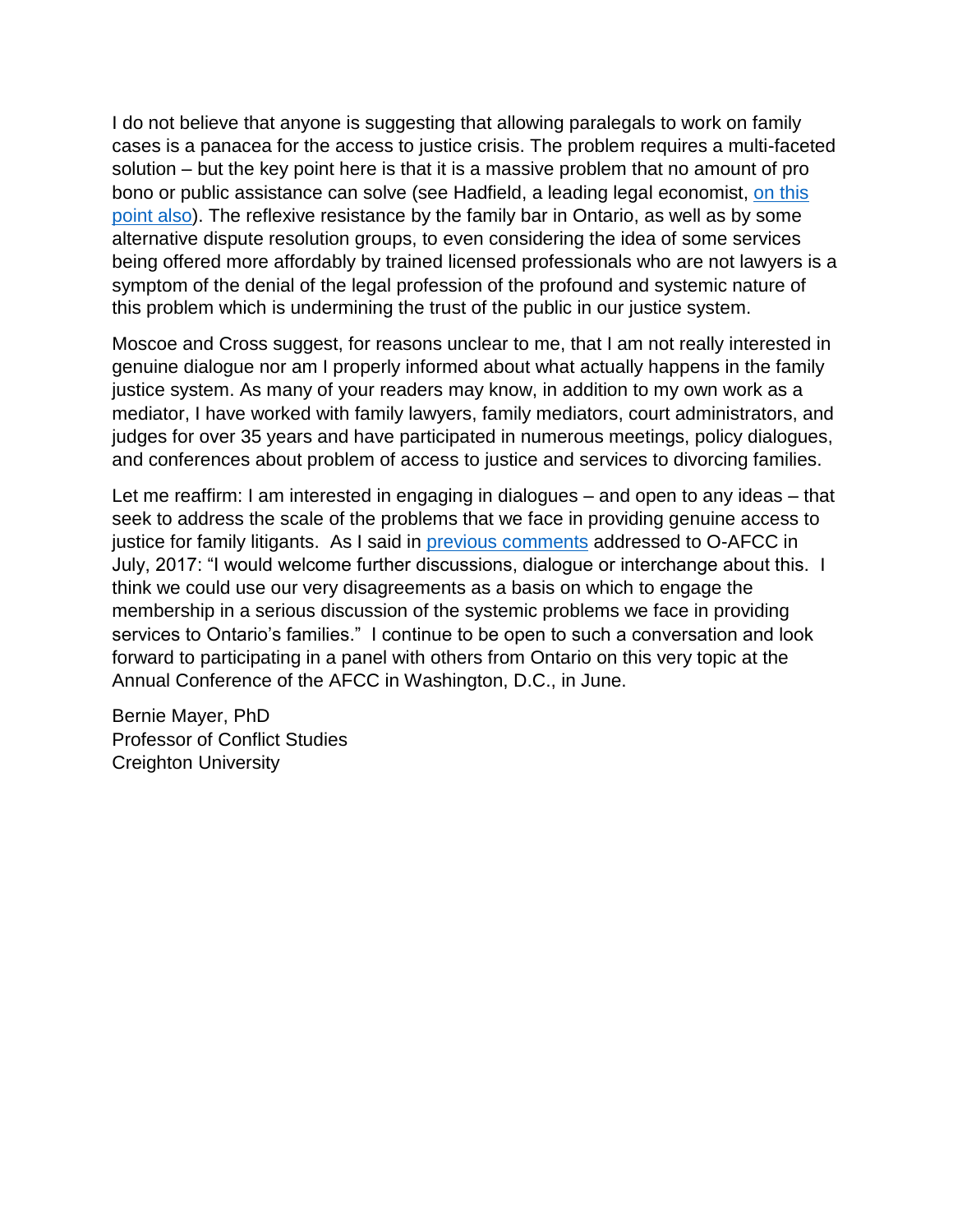I do not believe that anyone is suggesting that allowing paralegals to work on family cases is a panacea for the access to justice crisis. The problem requires a multi-faceted solution – but the key point here is that it is a massive problem that no amount of pro bono or public assistance can solve (see Hadfield, a leading legal economist, [on this point also](on this point also)). The reflexive resistance by the family bar in Ontario, as well as by some alternative dispute resolution groups, to even considering the idea of some services being offered more affordably by trained licensed professionals who are not lawyers is a symptom of the denial of the legal profession of the profound and systemic nature of this problem which is undermining the trust of the public in our justice system.

Moscoe and Cross suggest, for reasons unclear to me, that I am not really interested in genuine dialogue nor am I properly informed about what actually happens in the family justice system. As many of your readers may know, in addition to my own work as a mediator, I have worked with family lawyers, family mediators, court administrators, and judges for over 35 years and have participated in numerous meetings, policy dialogues, and conferences about problem of access to justice and services to divorcing families.

Let me reaffirm: I am interested in engaging in dialogues – and open to any ideas – that seek to address the scale of the problems that we face in providing genuine access to justice for family litigants. As I said in [previous comments](previous comments) addressed to O-AFCC in July, 2017: "I would welcome further discussions, dialogue or interchange about this. I think we could use our very disagreements as a basis on which to engage the membership in a serious discussion of the systemic problems we face in providing services to Ontario's families." I continue to be open to such a conversation and look forward to participating in a panel with others from Ontario on this very topic at the Annual Conference of the AFCC in Washington, D.C., in June.

Bernie Mayer, PhD
Professor of Conflict Studies
Creighton University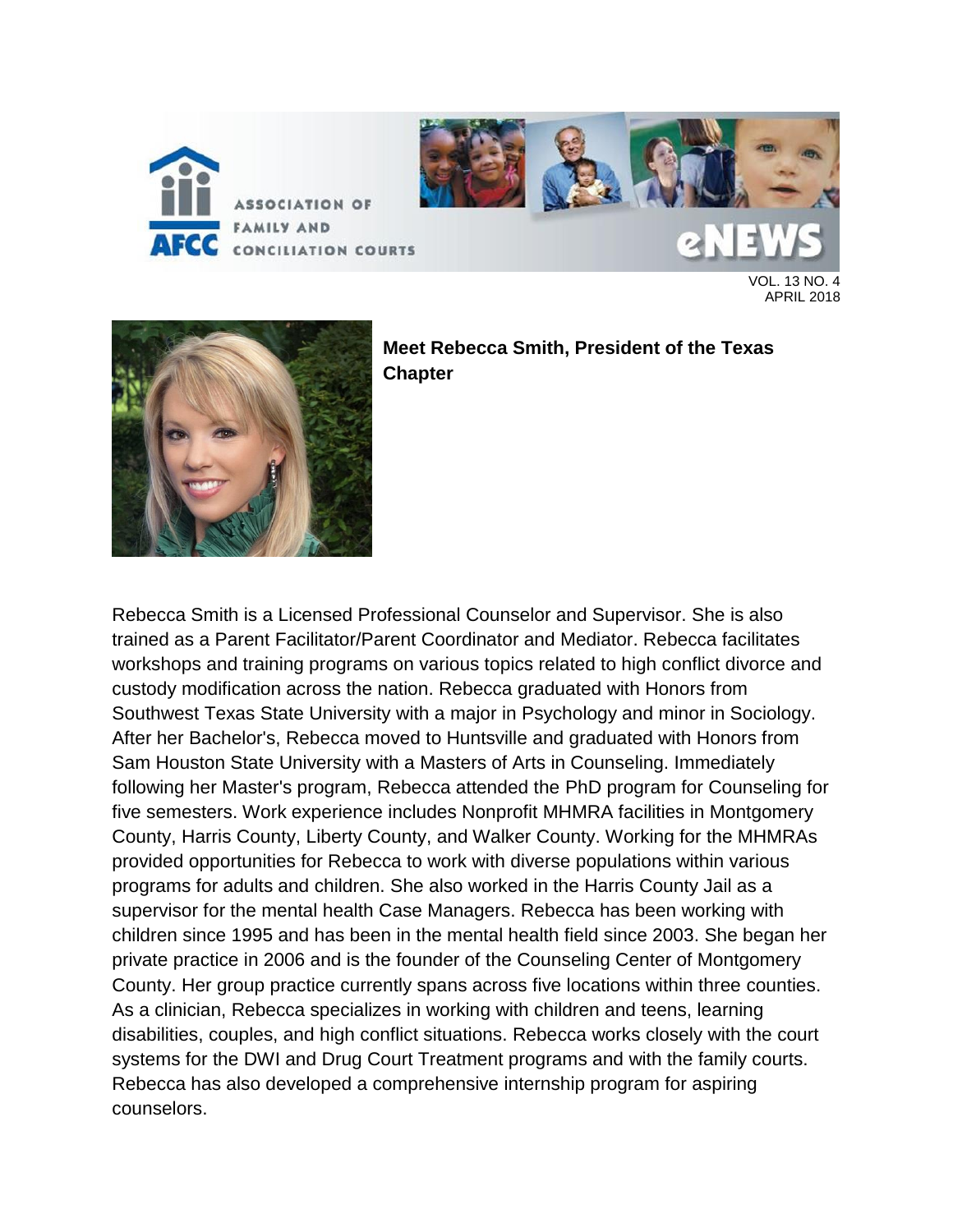## Meet Rebecca Smith, President of the Texas Chapter

Rebecca Smith is a Licensed Professional Counselor and Supervisor. She is also trained as a Parent Facilitator/Parent Coordinator and Mediator. Rebecca facilitates workshops and training programs on various topics related to high conflict divorce and custody modification across the nation. Rebecca graduated with Honors from Southwest Texas State University with a major in Psychology and minor in Sociology. After her Bachelor's, Rebecca moved to Huntsville and graduated with Honors from Sam Houston State University with a Masters of Arts in Counseling. Immediately following her Master's program, Rebecca attended the PhD program for Counseling for five semesters. Work experience includes Nonprofit MHMRA facilities in Montgomery County, Harris County, Liberty County, and Walker County. Working for the MHMRAs provided opportunities for Rebecca to work with diverse populations within various programs for adults and children. She also worked in the Harris County Jail as a supervisor for the mental health Case Managers. Rebecca has been working with children since 1995 and has been in the mental health field since 2003. She began her private practice in 2006 and is the founder of the Counseling Center of Montgomery County. Her group practice currently spans across five locations within three counties. As a clinician, Rebecca specializes in working with children and teens, learning disabilities, couples, and high conflict situations. Rebecca works closely with the court systems for the DWI and Drug Court Treatment programs and with the family courts. Rebecca has also developed a comprehensive internship program for aspiring counselors.